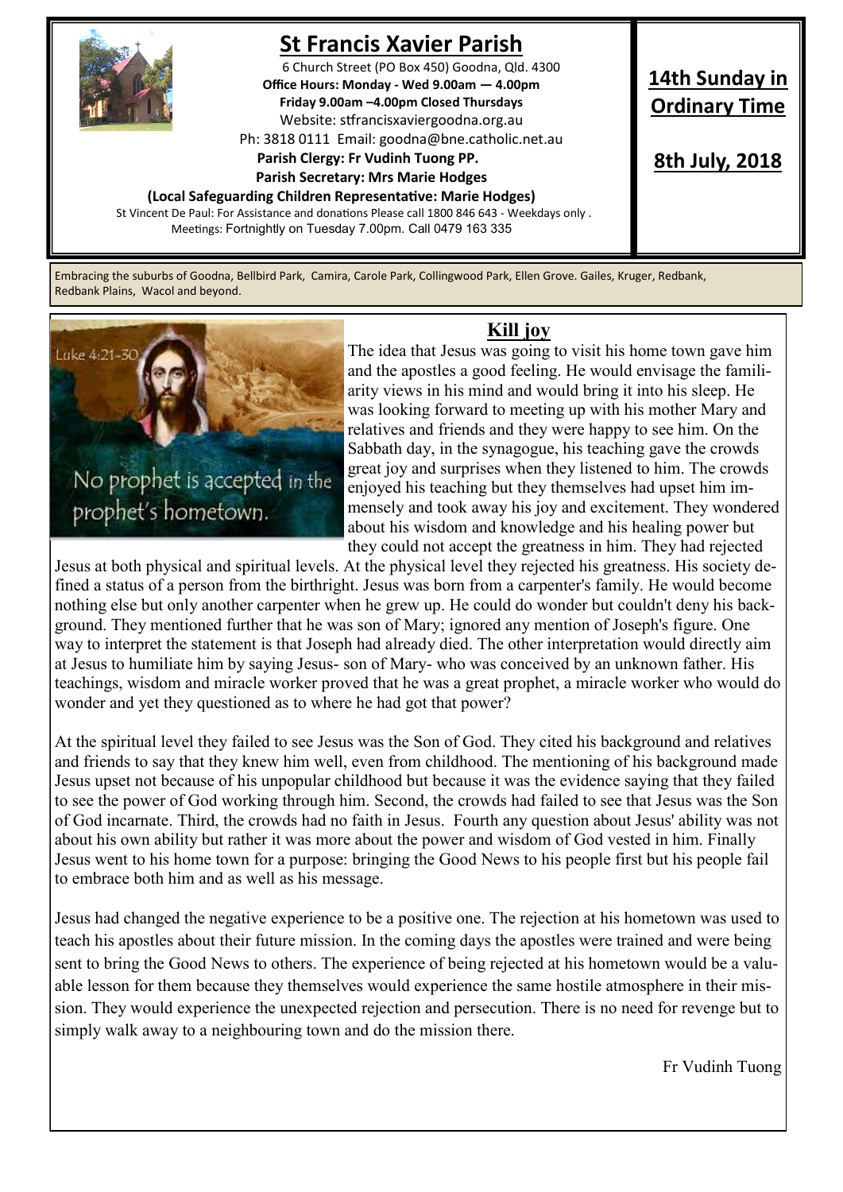# St Francis Xavier Parish

6 Church Street (PO Box 450) Goodna, Qld. 4300

**Office Hours: Monday - Wed 9.00am — 4.00pm**
**Friday 9.00am –4.00pm Closed Thursdays**

Website: stfrancisxaviergoodna.org.au

Ph: 3818 0111 Email: goodna@bne.catholic.net.au

**Parish Clergy: Fr Vudinh Tuong PP.**
**Parish Secretary: Mrs Marie Hodges**
**(Local Safeguarding Children Representative: Marie Hodges)**

St Vincent De Paul: For Assistance and donations Please call 1800 846 643 - Weekdays only .
Meetings: Fortnightly on Tuesday 7.00pm. Call 0479 163 335

**14th Sunday in Ordinary Time**

**8th July, 2018**

Embracing the suburbs of Goodna, Bellbird Park, Camira, Carole Park, Collingwood Park, Ellen Grove. Gailes, Kruger, Redbank, Redbank Plains, Wacol and beyond.

Luke 4:21-30

No prophet is accepted in the prophet's hometown.

## Kill joy

The idea that Jesus was going to visit his home town gave him and the apostles a good feeling. He would envisage the familiarity views in his mind and would bring it into his sleep. He was looking forward to meeting up with his mother Mary and relatives and friends and they were happy to see him. On the Sabbath day, in the synagogue, his teaching gave the crowds great joy and surprises when they listened to him. The crowds enjoyed his teaching but they themselves had upset him immensely and took away his joy and excitement. They wondered about his wisdom and knowledge and his healing power but they could not accept the greatness in him. They had rejected Jesus at both physical and spiritual levels. At the physical level they rejected his greatness. His society defined a status of a person from the birthright. Jesus was born from a carpenter's family. He would become nothing else but only another carpenter when he grew up. He could do wonder but couldn't deny his background. They mentioned further that he was son of Mary; ignored any mention of Joseph's figure. One way to interpret the statement is that Joseph had already died. The other interpretation would directly aim at Jesus to humiliate him by saying Jesus- son of Mary- who was conceived by an unknown father. His teachings, wisdom and miracle worker proved that he was a great prophet, a miracle worker who would do wonder and yet they questioned as to where he had got that power?

At the spiritual level they failed to see Jesus was the Son of God. They cited his background and relatives and friends to say that they knew him well, even from childhood. The mentioning of his background made Jesus upset not because of his unpopular childhood but because it was the evidence saying that they failed to see the power of God working through him. Second, the crowds had failed to see that Jesus was the Son of God incarnate. Third, the crowds had no faith in Jesus. Fourth any question about Jesus' ability was not about his own ability but rather it was more about the power and wisdom of God vested in him. Finally Jesus went to his home town for a purpose: bringing the Good News to his people first but his people fail to embrace both him and as well as his message.

Jesus had changed the negative experience to be a positive one. The rejection at his hometown was used to teach his apostles about their future mission. In the coming days the apostles were trained and were being sent to bring the Good News to others. The experience of being rejected at his hometown would be a valuable lesson for them because they themselves would experience the same hostile atmosphere in their mission. They would experience the unexpected rejection and persecution. There is no need for revenge but to simply walk away to a neighbouring town and do the mission there.

Fr Vudinh Tuong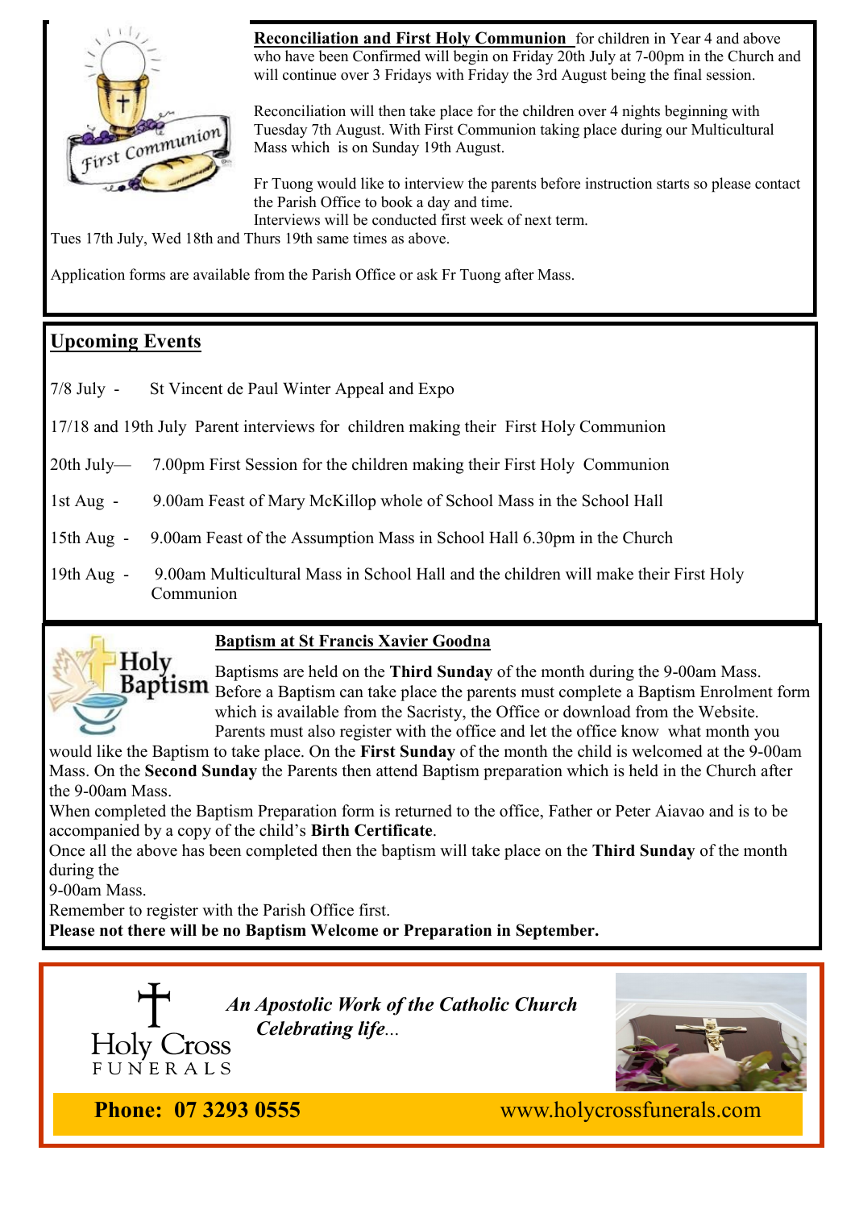**Reconciliation and First Holy Communion** for children in Year 4 and above who have been Confirmed will begin on Friday 20th July at 7-00pm in the Church and will continue over 3 Fridays with Friday the 3rd August being the final session.

Reconciliation will then take place for the children over 4 nights beginning with Tuesday 7th August. With First Communion taking place during our Multicultural Mass which is on Sunday 19th August.

Fr Tuong would like to interview the parents before instruction starts so please contact the Parish Office to book a day and time.
Interviews will be conducted first week of next term.
Tues 17th July, Wed 18th and Thurs 19th same times as above.

Application forms are available from the Parish Office or ask Fr Tuong after Mass.

## Upcoming Events

7/8 July - St Vincent de Paul Winter Appeal and Expo

17/18 and 19th July Parent interviews for children making their First Holy Communion

20th July— 7.00pm First Session for the children making their First Holy Communion

1st Aug - 9.00am Feast of Mary McKillop whole of School Mass in the School Hall

15th Aug - 9.00am Feast of the Assumption Mass in School Hall 6.30pm in the Church

19th Aug - 9.00am Multicultural Mass in School Hall and the children will make their First Holy Communion

## Baptism at St Francis Xavier Goodna

Baptisms are held on the **Third Sunday** of the month during the 9-00am Mass. Before a Baptism can take place the parents must complete a Baptism Enrolment form which is available from the Sacristy, the Office or download from the Website. Parents must also register with the office and let the office know what month you would like the Baptism to take place. On the **First Sunday** of the month the child is welcomed at the 9-00am Mass. On the **Second Sunday** the Parents then attend Baptism preparation which is held in the Church after the 9-00am Mass.
When completed the Baptism Preparation form is returned to the office, Father or Peter Aiavao and is to be accompanied by a copy of the child's **Birth Certificate**.
Once all the above has been completed then the baptism will take place on the **Third Sunday** of the month during the
9-00am Mass.
Remember to register with the Parish Office first.
**Please not there will be no Baptism Welcome or Preparation in September.**

Holy Cross FUNERALS

***An Apostolic Work of the Catholic Church***
***Celebrating life...***

**Phone: 07 3293 0555** www.holycrossfunerals.com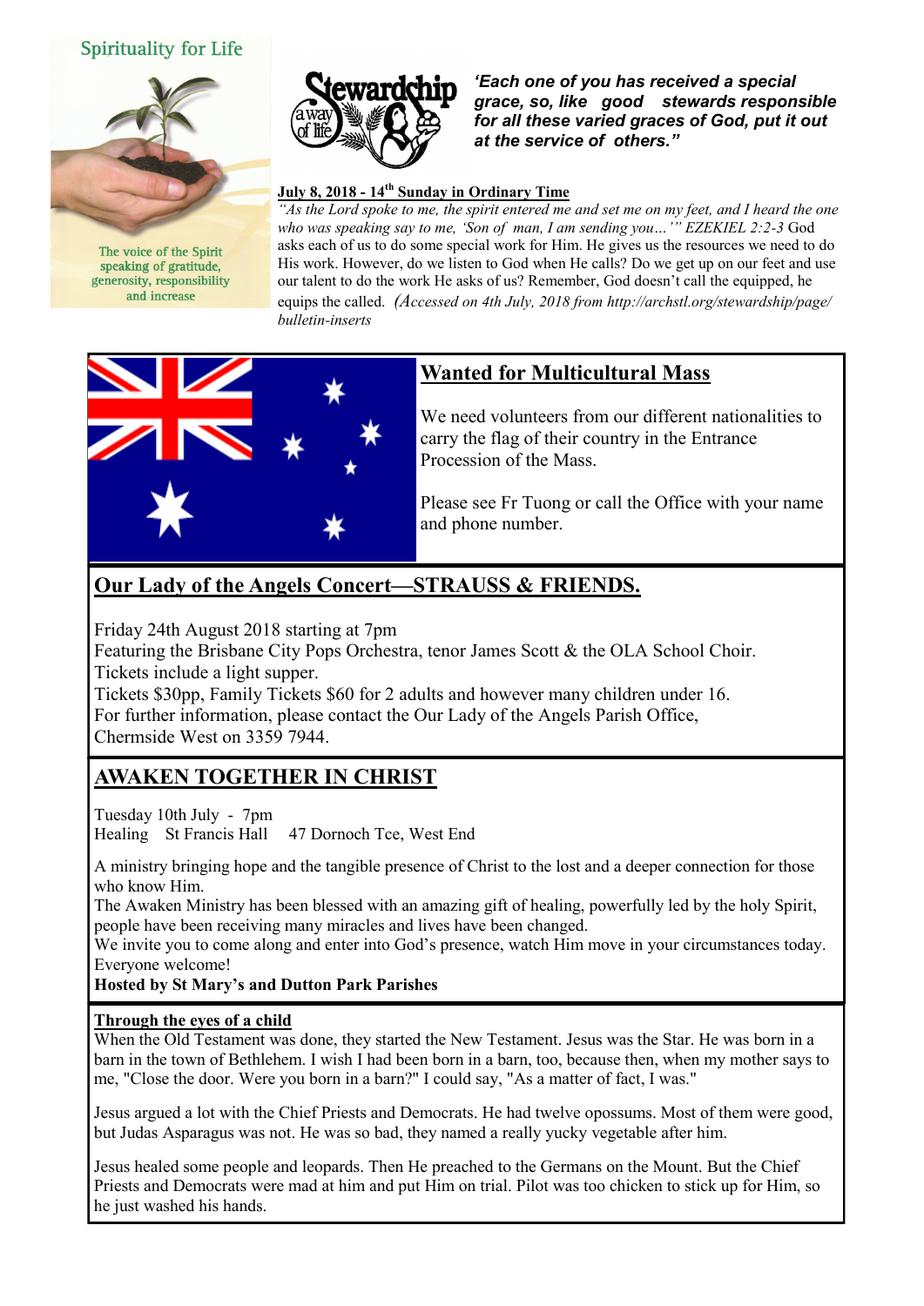Spirituality for Life

The voice of the Spirit speaking of gratitude, generosity, responsibility and increase

Stewardship a way of life

***'Each one of you has received a special grace, so, like good stewards responsible for all these varied graces of God, put it out at the service of others."***

**July 8, 2018 - 14th Sunday in Ordinary Time**

*"As the Lord spoke to me, the spirit entered me and set me on my feet, and I heard the one who was speaking say to me, 'Son of man, I am sending you…'" EZEKIEL 2:2-3* God asks each of us to do some special work for Him. He gives us the resources we need to do His work. However, do we listen to God when He calls? Do we get up on our feet and use our talent to do the work He asks of us? Remember, God doesn't call the equipped, he equips the called. *(Accessed on 4th July, 2018 from http://archstl.org/stewardship/page/bulletin-inserts*

## Wanted for Multicultural Mass

We need volunteers from our different nationalities to carry the flag of their country in the Entrance Procession of the Mass.

Please see Fr Tuong or call the Office with your name and phone number.

## Our Lady of the Angels Concert—STRAUSS & FRIENDS.

Friday 24th August 2018 starting at 7pm
Featuring the Brisbane City Pops Orchestra, tenor James Scott & the OLA School Choir.
Tickets include a light supper.
Tickets $30pp, Family Tickets $60 for 2 adults and however many children under 16.
For further information, please contact the Our Lady of the Angels Parish Office, Chermside West on 3359 7944.

## AWAKEN TOGETHER IN CHRIST

Tuesday 10th July - 7pm
Healing St Francis Hall 47 Dornoch Tce, West End

A ministry bringing hope and the tangible presence of Christ to the lost and a deeper connection for those who know Him.
The Awaken Ministry has been blessed with an amazing gift of healing, powerfully led by the holy Spirit, people have been receiving many miracles and lives have been changed.
We invite you to come along and enter into God's presence, watch Him move in your circumstances today. Everyone welcome!
**Hosted by St Mary's and Dutton Park Parishes**

**Through the eyes of a child**

When the Old Testament was done, they started the New Testament. Jesus was the Star. He was born in a barn in the town of Bethlehem. I wish I had been born in a barn, too, because then, when my mother says to me, "Close the door. Were you born in a barn?" I could say, "As a matter of fact, I was."

Jesus argued a lot with the Chief Priests and Democrats. He had twelve opossums. Most of them were good, but Judas Asparagus was not. He was so bad, they named a really yucky vegetable after him.

Jesus healed some people and leopards. Then He preached to the Germans on the Mount. But the Chief Priests and Democrats were mad at him and put Him on trial. Pilot was too chicken to stick up for Him, so he just washed his hands.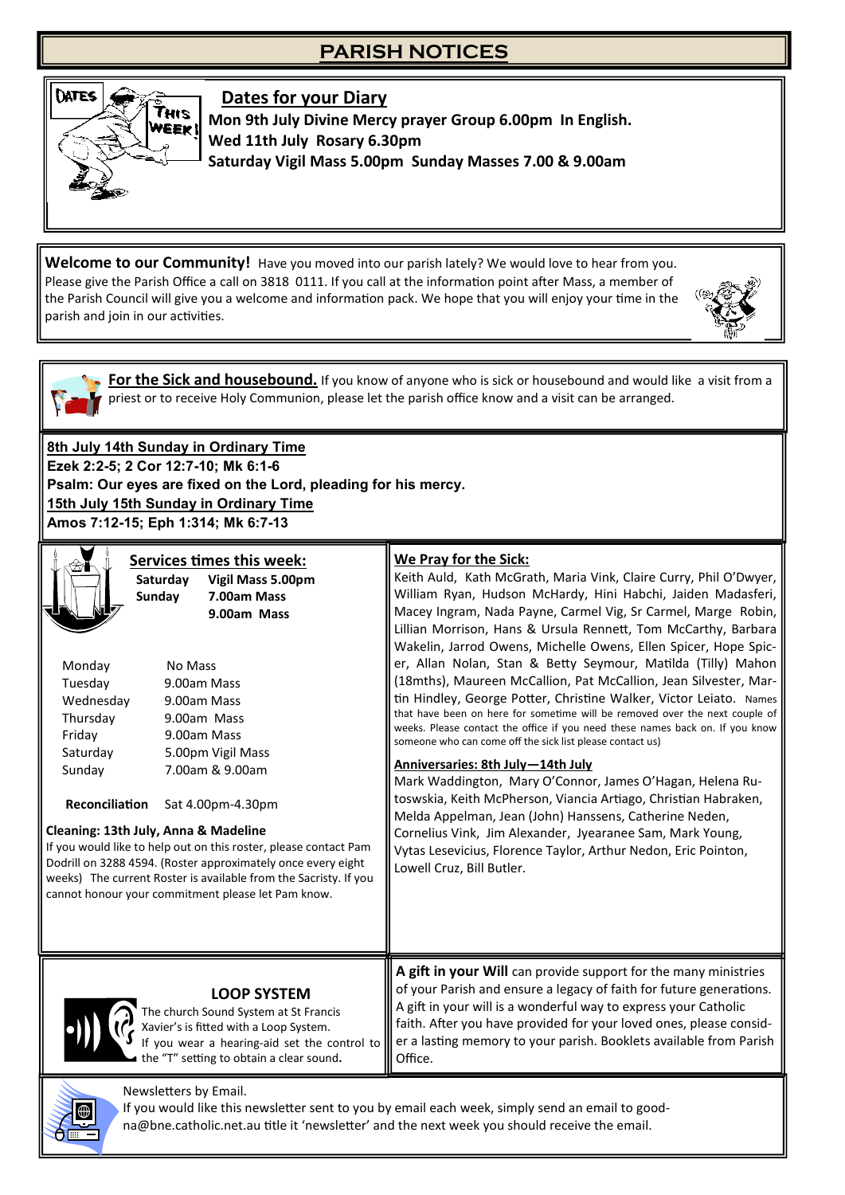# PARISH NOTICES

## Dates for your Diary

**Mon 9th July Divine Mercy prayer Group 6.00pm In English.**
**Wed 11th July Rosary 6.30pm**
**Saturday Vigil Mass 5.00pm Sunday Masses 7.00 & 9.00am**

**Welcome to our Community!** Have you moved into our parish lately? We would love to hear from you. Please give the Parish Office a call on 3818 0111. If you call at the information point after Mass, a member of the Parish Council will give you a welcome and information pack. We hope that you will enjoy your time in the parish and join in our activities.

**For the Sick and housebound.** If you know of anyone who is sick or housebound and would like a visit from a priest or to receive Holy Communion, please let the parish office know and a visit can be arranged.

**8th July 14th Sunday in Ordinary Time**
**Ezek 2:2-5; 2 Cor 12:7-10; Mk 6:1-6**
**Psalm: Our eyes are fixed on the Lord, pleading for his mercy.**
**15th July 15th Sunday in Ordinary Time**
**Amos 7:12-15; Eph 1:314; Mk 6:7-13**

## Services times this week:

**Saturday** **Vigil Mass 5.00pm**
**Sunday** **7.00am Mass**
**9.00am Mass**

| | |
|---|---|
| Monday | No Mass |
| Tuesday | 9.00am Mass |
| Wednesday | 9.00am Mass |
| Thursday | 9.00am Mass |
| Friday | 9.00am Mass |
| Saturday | 5.00pm Vigil Mass |
| Sunday | 7.00am & 9.00am |

**Reconciliation** Sat 4.00pm-4.30pm

**Cleaning: 13th July, Anna & Madeline**
If you would like to help out on this roster, please contact Pam Dodrill on 3288 4594. (Roster approximately once every eight weeks) The current Roster is available from the Sacristy. If you cannot honour your commitment please let Pam know.

## We Pray for the Sick:

Keith Auld, Kath McGrath, Maria Vink, Claire Curry, Phil O'Dwyer, William Ryan, Hudson McHardy, Hini Habchi, Jaiden Madasferi, Macey Ingram, Nada Payne, Carmel Vig, Sr Carmel, Marge Robin, Lillian Morrison, Hans & Ursula Rennett, Tom McCarthy, Barbara Wakelin, Jarrod Owens, Michelle Owens, Ellen Spicer, Hope Spicer, Allan Nolan, Stan & Betty Seymour, Matilda (Tilly) Mahon (18mths), Maureen McCallion, Pat McCallion, Jean Silvester, Martin Hindley, George Potter, Christine Walker, Victor Leiato. Names that have been on here for sometime will be removed over the next couple of weeks. Please contact the office if you need these names back on. If you know someone who can come off the sick list please contact us)

**Anniversaries: 8th July—14th July**
Mark Waddington, Mary O'Connor, James O'Hagan, Helena Rutoswskia, Keith McPherson, Viancia Artiago, Christian Habraken, Melda Appelman, Jean (John) Hanssens, Catherine Neden, Cornelius Vink, Jim Alexander, Jyearanee Sam, Mark Young, Vytas Lesevicius, Florence Taylor, Arthur Nedon, Eric Pointon, Lowell Cruz, Bill Butler.

## LOOP SYSTEM

The church Sound System at St Francis Xavier's is fitted with a Loop System. If you wear a hearing-aid set the control to the "T" setting to obtain a clear sound.

**A gift in your Will** can provide support for the many ministries of your Parish and ensure a legacy of faith for future generations. A gift in your will is a wonderful way to express your Catholic faith. After you have provided for your loved ones, please consider a lasting memory to your parish. Booklets available from Parish Office.

Newsletters by Email.
If you would like this newsletter sent to you by email each week, simply send an email to goodna@bne.catholic.net.au title it 'newsletter' and the next week you should receive the email.